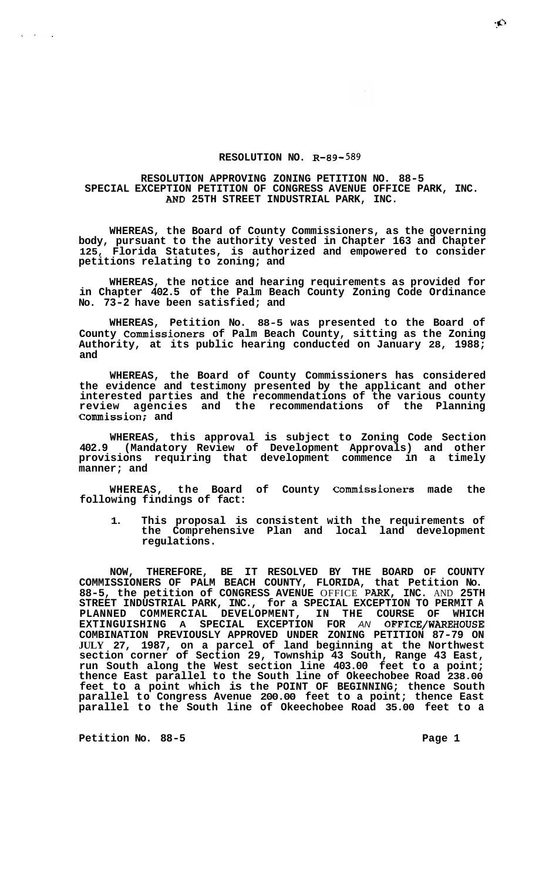# RESOLUTION NO. R-89-589

## RESOLUTION APPROVING ZONING PETITION NO. 88-5 SPECIAL EXCEPTION PETITION OF CONGRESS AVENUE OFFICE PARK, INC. AND 25TH STREET INDUSTRIAL PARK, INC.

**WHEREAS, the Board of County Commissioners, as the governing body, pursuant to the authority vested in Chapter 163 and Chapter 125, Florida Statutes, is authorized and empowered to consider petitions relating to zoning; and**

**WHEREAS, the notice and hearing requirements as provided for in Chapter 402.5 of the Palm Beach County Zoning Code Ordinance No. 73-2 have been satisfied; and**

**WHEREAS, Petition No. 88-5 was presented to the Board of County Commissioners of Palm Beach County, sitting as the Zoning Authority, at its public hearing conducted on January 28, 1988; and**

**WHEREAS, the Board of County Commissioners has considered the evidence and testimony presented by the applicant and other interested parties and the recommendations of the various county review agencies and the recommendations of the Planning Commission; and**

**WHEREAS, this approval is subject to Zoning Code Section 402.9 (Mandatory Review of Development Approvals) and other provisions requiring that development commence in a timely manner; and**

**WHEREAS, the Board of County Commissioners made the following findings of fact:**

1. **This proposal is consistent with the requirements of the Comprehensive Plan and local land development regulations.**

**NOW, THEREFORE, BE IT RESOLVED BY THE BOARD OF COUNTY COMMISSIONERS OF PALM BEACH COUNTY, FLORIDA, that Petition No. 88-5, the petition of CONGRESS AVENUE OFFICE PARK, INC. AND 25TH STREET INDUSTRIAL PARK, INC., for a SPECIAL EXCEPTION TO PERMIT A PLANNED COMMERCIAL DEVELOPMENT, IN THE COURSE OF WHICH EXTINGUISHING A SPECIAL EXCEPTION FOR AN OFFICE/WAREHOUSE COMBINATION PREVIOUSLY APPROVED UNDER ZONING PETITION 87-79 ON JULY 27, 1987, on a parcel of land beginning at the Northwest section corner of Section 29, Township 43 South, Range 43 East, run South along the West section line 403.00 feet to a point; thence East parallel to the South line of Okeechobee Road 238.00 feet to a point which is the POINT OF BEGINNING; thence South parallel to Congress Avenue 200.00 feet to a point; thence East parallel to the South line of Okeechobee Road 35.00 feet to a**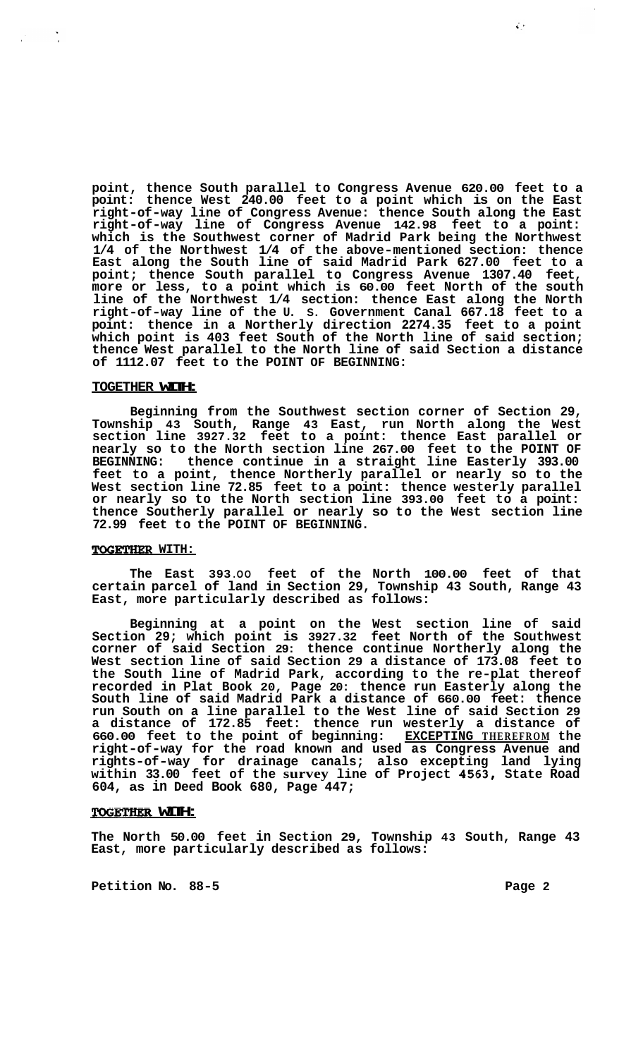**point, thence South parallel to Congress Avenue 620.00 feet to a point: thence West 240.00 feet to a point which is on the East right-of-way line of Congress Avenue: thence South along the East right-of-way line of Congress Avenue 142.98 feet to a point: which is the Southwest corner of Madrid Park being the Northwest 1/4 of the Northwest 1/4 of the above-mentioned section: thence East along the South line of said Madrid Park 627.00 feet to a point; thence South parallel to Congress Avenue 1307.40 feet, more or less, to a point which is 60.00 feet North of the south line of the Northwest 1/4 section: thence East along the North right-of-way line of the U. S. Government Canal 667.18 feet to a point: thence in a Northerly direction 2274.35 feet to a point which point is 403 feet South of the North line of said section; thence West parallel to the North line of said Section a distance of 1112.07 feet to the POINT OF BEGINNING:**

**TOGETHER WITH:**

**Beginning from the Southwest section corner of Section 29, Township 43 South, Range 43 East, run North along the West section line 3927.32 feet to a point: thence East parallel or nearly so to the North section line 267.00 feet to the POINT OF BEGINNING: thence continue in a straight line Easterly 393.00 feet to a point, thence Northerly parallel or nearly so to the West section line 72.85 feet to a point: thence westerly parallel or nearly so to the North section line 393.00 feet to a point: thence Southerly parallel or nearly so to the West section line 72.99 feet to the POINT OF BEGINNING.**

**TOGETHER WITH:**

**The East 393.00 feet of the North 100.00 feet of that certain parcel of land in Section 29, Township 43 South, Range 43 East, more particularly described as follows:**

**Beginning at a point on the West section line of said Section 29; which point is 3927.32 feet North of the Southwest corner of said Section 29: thence continue Northerly along the West section line of said Section 29 a distance of 173.08 feet to the South line of Madrid Park, according to the re-plat thereof recorded in Plat Book 20, Page 20: thence run Easterly along the South line of said Madrid Park a distance of 660.00 feet: thence run South on a line parallel to the West line of said Section 29 a distance of 172.85 feet: thence run westerly a distance of 660.00 feet to the point of beginning: EXCEPTING THEREFROM the right-of-way for the road known and used as Congress Avenue and rights-of-way for drainage canals; also excepting land lying within 33.00 feet of the survey line of Project 4563, State Road 604, as in Deed Book 680, Page 447;**

**TOGETHER WITH:**

**The North 50.00 feet in Section 29, Township 43 South, Range 43 East, more particularly described as follows:**

**Petition No. 88-5**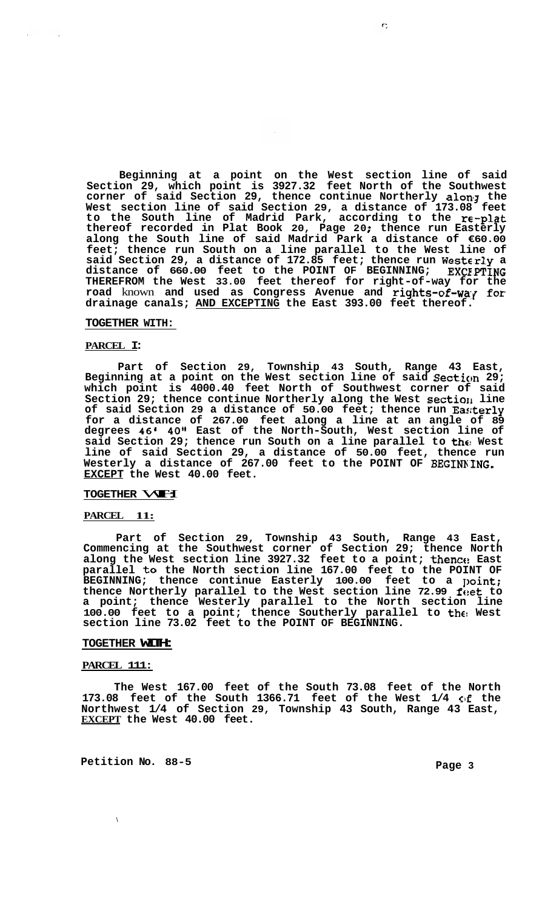**Beginning at a point on the West section line of said Section 29, which point is 3927.32 feet North of the Southwest corner of said Section 29, thence continue Northerly along the West section line of said Section 29, a distance of 173.08 feet to the South line of Madrid Park, according to the re-plat thereof recorded in Plat Book 20, Page 20; thence run Easterly along the South line of said Madrid Park a distance of €60.00 feet; thence run South on a line parallel to the West line of said Section 29, a distance of 172.85 feet; thence run Westerly a distance of 660.00 feet to the POINT OF BEGINNING; EXCEPTING THEREFROM the West 33.00 feet thereof for right-of-way for the road known and used as Congress Avenue and rights-of-way for drainage canals; <u>AND EXCEPTING</u> the East 393.00 feet thereof.**

**<u>TOGETHER WITH:</u>**

**<u>PARCEL I:</u>**

**Part of Section 29, Township 43 South, Range 43 East, Beginning at a point on the West section line of said Section 29; which point is 4000.40 feet North of Southwest corner of said Section 29; thence continue Northerly along the West section line of said Section 29 a distance of 50.00 feet; thence run Easterly for a distance of 267.00 feet along a line at an angle of 89 degrees 46' 40" East of the North-South, West section line of said Section 29; thence run South on a line parallel to the West line of said Section 29, a distance of 50.00 feet, thence run Westerly a distance of 267.00 feet to the POINT OF BEGINNING. <u>EXCEPT</u> the West 40.00 feet.**

**<u>TOGETHER WITH</u>**

**<u>PARCEL 11:</u>**

**Part of Section 29, Township 43 South, Range 43 East, Commencing at the Southwest corner of Section 29; thence North along the West section line 3927.32 feet to a point; thence East parallel to the North section line 167.00 feet to the POINT OF BEGINNING; thence continue Easterly 100.00 feet to a point; thence Northerly parallel to the West section line 72.99 feet to a point; thence Westerly parallel to the North section line 100.00 feet to a point; thence Southerly parallel to the West section line 73.02 feet to the POINT OF BEGINNING.**

**<u>TOGETHER WITH:</u>**

**<u>PARCEL 111:</u>**

**The West 167.00 feet of the South 73.08 feet of the North 173.08 feet of the South 1366.71 feet of the West 1/4 of the Northwest 1/4 of Section 29, Township 43 South, Range 43 East, <u>EXCEPT</u> the West 40.00 feet.**

**Petition No. 88-5**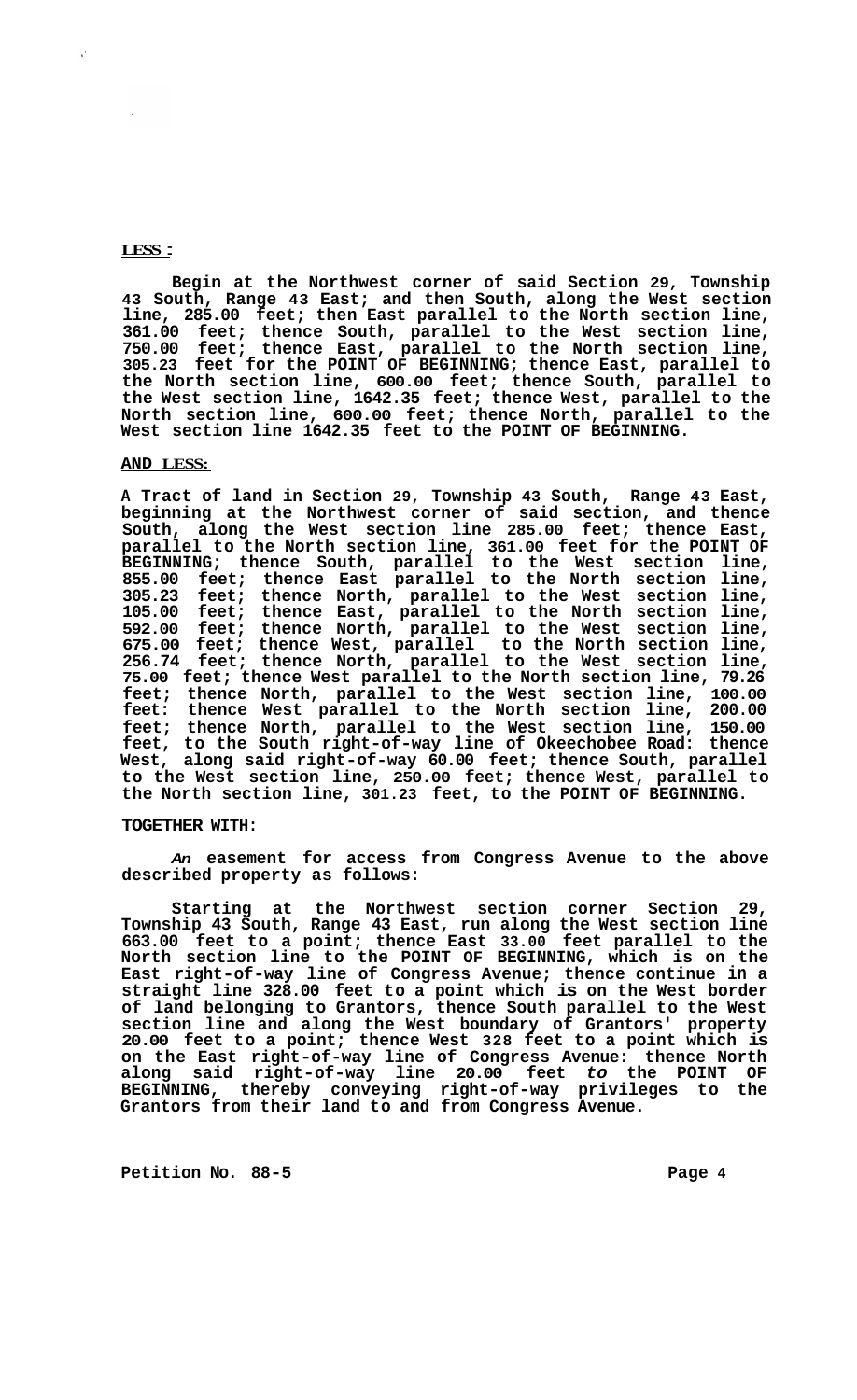**LESS :**

**Begin at the Northwest corner of said Section 29, Township 43 South, Range 43 East; and then South, along the West section line, 285.00 feet; then East parallel to the North section line, 361.00 feet; thence South, parallel to the West section line, 750.00 feet; thence East, parallel to the North section line, 305.23 feet for the POINT OF BEGINNING; thence East, parallel to the North section line, 600.00 feet; thence South, parallel to the West section line, 1642.35 feet; thence West, parallel to the North section line, 600.00 feet; thence North, parallel to the West section line 1642.35 feet to the POINT OF BEGINNING.**

**AND LESS:**

**A Tract of land in Section 29, Township 43 South, Range 43 East, beginning at the Northwest corner of said section, and thence South, along the West section line 285.00 feet; thence East, parallel to the North section line, 361.00 feet for the POINT OF BEGINNING; thence South, parallel to the West section line, 855.00 feet; thence East parallel to the North section line, 305.23 feet; thence North, parallel to the West section line, 105.00 feet; thence East, parallel to the North section line, 592.00 feet; thence North, parallel to the West section line, 675.00 feet; thence West, parallel to the North section line, 256.74 feet; thence North, parallel to the West section line, 75.00 feet; thence West parallel to the North section line, 79.26 feet; thence North, parallel to the West section line, 100.00 feet: thence West parallel to the North section line, 200.00 feet; thence North, parallel to the West section line, 150.00 feet, to the South right-of-way line of Okeechobee Road: thence West, along said right-of-way 60.00 feet; thence South, parallel to the West section line, 250.00 feet; thence West, parallel to the North section line, 301.23 feet, to the POINT OF BEGINNING.**

**TOGETHER WITH:**

***An* easement for access from Congress Avenue to the above described property as follows:**

**Starting at the Northwest section corner Section 29, Township 43 South, Range 43 East, run along the West section line 663.00 feet to a point; thence East 33.00 feet parallel to the North section line to the POINT OF BEGINNING, which is on the East right-of-way line of Congress Avenue; thence continue in a straight line 328.00 feet to a point which is on the West border of land belonging to Grantors, thence South parallel to the West section line and along the West boundary of Grantors' property 20.00 feet to a point; thence West 328 feet to a point which is on the East right-of-way line of Congress Avenue: thence North along said right-of-way line 20.00 feet *to* the POINT OF BEGINNING, thereby conveying right-of-way privileges to the Grantors from their land to and from Congress Avenue.**

**Petition No. 88-5**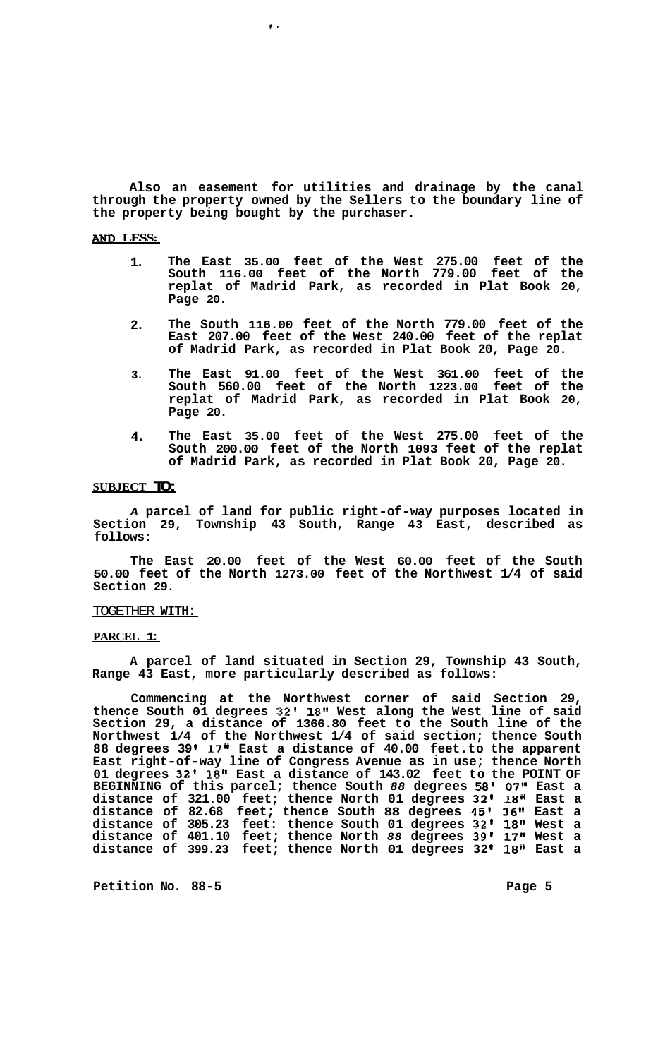Also an easement for utilities and drainage by the canal through the property owned by the Sellers to the boundary line of the property being bought by the purchaser.

**AND LESS:**

1. The East 35.00 feet of the West 275.00 feet of the South 116.00 feet of the North 779.00 feet of the replat of Madrid Park, as recorded in Plat Book 20, Page 20.

2. The South 116.00 feet of the North 779.00 feet of the East 207.00 feet of the West 240.00 feet of the replat of Madrid Park, as recorded in Plat Book 20, Page 20.

3. The East 91.00 feet of the West 361.00 feet of the South 560.00 feet of the North 1223.00 feet of the replat of Madrid Park, as recorded in Plat Book 20, Page 20.

4. The East 35.00 feet of the West 275.00 feet of the South 200.00 feet of the North 1093 feet of the replat of Madrid Park, as recorded in Plat Book 20, Page 20.

**SUBJECT TO:**

*A* parcel of land for public right-of-way purposes located in Section 29, Township 43 South, Range 43 East, described as follows:

The East 20.00 feet of the West 60.00 feet of the South 50.00 feet of the North 1273.00 feet of the Northwest 1/4 of said Section 29.

**TOGETHER WITH:**

**PARCEL 1:**

A parcel of land situated in Section 29, Township 43 South, Range 43 East, more particularly described as follows:

Commencing at the Northwest corner of said Section 29, thence South 01 degrees 32' 18" West along the West line of said Section 29, a distance of 1366.80 feet to the South line of the Northwest 1/4 of the Northwest 1/4 of said section; thence South 88 degrees 39' 17" East a distance of 40.00 feet.to the apparent East right-of-way line of Congress Avenue as in use; thence North 01 degrees 32' 18" East a distance of 143.02 feet to the POINT OF BEGINNING of this parcel; thence South *88* degrees 58' 07" East a distance of 321.00 feet; thence North 01 degrees 32' 18" East a distance of 82.68 feet; thence South 88 degrees 45' 36" East a distance of 305.23 feet: thence South 01 degrees 32' 18" West a distance of 401.10 feet; thence North *88* degrees 39' 17" West a distance of 399.23 feet; thence North 01 degrees 32' 18" East a

Petition No. 88-5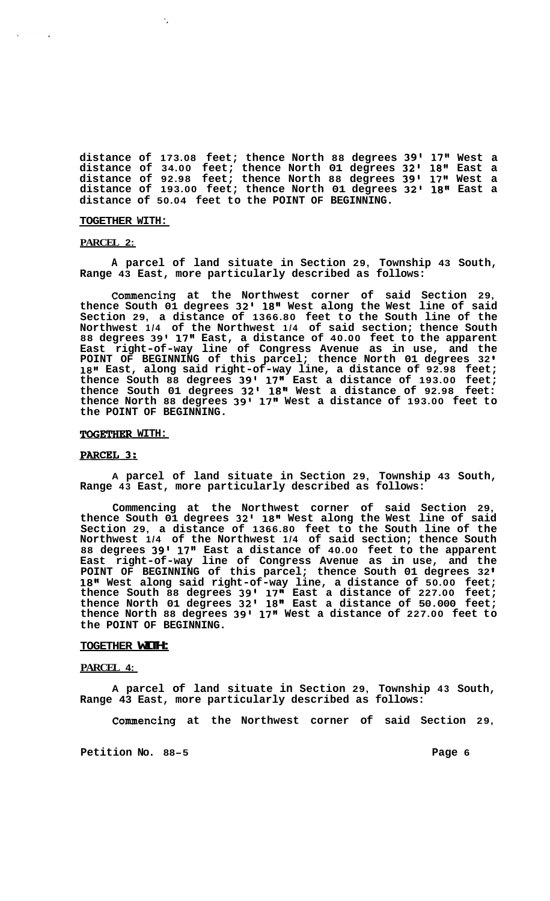**distance of 173.08 feet; thence North 88 degrees 39' 17" West a distance of 34.00 feet; thence North 01 degrees 32' 18" East a distance of 92.98 feet; thence North 88 degrees 39' 17" West a distance of 193.00 feet; thence North 01 degrees 32' 18" East a distance of 50.04 feet to the POINT OF BEGINNING.**

**TOGETHER WITH:**

**PARCEL 2:**

**A parcel of land situate in Section 29, Township 43 South, Range 43 East, more particularly described as follows:**

**Commencing at the Northwest corner of said Section 29, thence South 01 degrees 32' 18" West along the West line of said Section 29, a distance of 1366.80 feet to the South line of the Northwest 1/4 of the Northwest 1/4 of said section; thence South 88 degrees 39' 17" East, a distance of 40.00 feet to the apparent East right-of-way line of Congress Avenue as in use, and the POINT OF BEGINNING of this parcel; thence North 01 degrees 32' 18" East, along said right-of-way line, a distance of 92.98 feet; thence South 88 degrees 39' 17" East a distance of 193.00 feet; thence South 01 degrees 32' 18" West a distance of 92.98 feet: thence North 88 degrees 39' 17" West a distance of 193.00 feet to the POINT OF BEGINNING.**

**TOGETHER WITH:**

**PARCEL 3:**

**A parcel of land situate in Section 29, Township 43 South, Range 43 East, more particularly described as follows:**

**Commencing at the Northwest corner of said Section 29, thence South 01 degrees 32' 18" West along the West line of said Section 29, a distance of 1366.80 feet to the South line of the Northwest 1/4 of the Northwest 1/4 of said section; thence South 88 degrees 39' 17" East a distance of 40.00 feet to the apparent East right-of-way line of Congress Avenue as in use, and the POINT OF BEGINNING of this parcel; thence South 01 degrees 32' 18" West along said right-of-way line, a distance of 50.00 feet; thence South 88 degrees 39' 17" East a distance of 227.00 feet; thence North 01 degrees 32' 18" East a distance of 50.000 feet; thence North 88 degrees 39' 17" West a distance of 227.00 feet to the POINT OF BEGINNING.**

**TOGETHER WITH:**

**PARCEL 4:**

**A parcel of land situate in Section 29, Township 43 South, Range 43 East, more particularly described as follows:**

**Commencing at the Northwest corner of said Section 29,**

**Petition No. 88-5**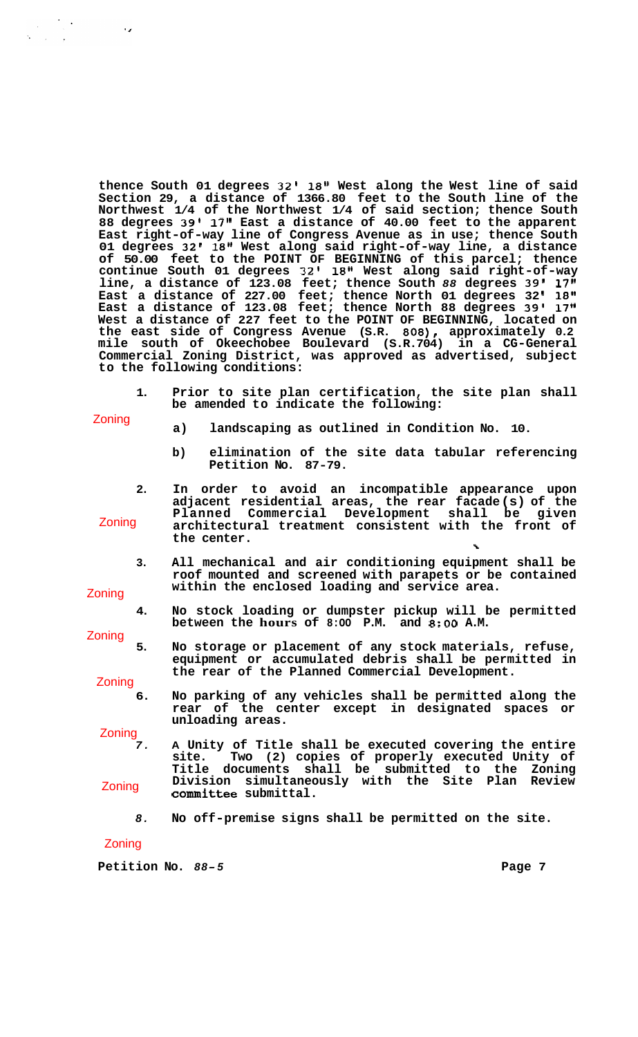**thence South 01 degrees 32' 18" West along the West line of said Section 29, a distance of 1366.80 feet to the South line of the Northwest 1/4 of the Northwest 1/4 of said section; thence South 88 degrees 39' 17" East a distance of 40.00 feet to the apparent East right-of-way line of Congress Avenue as in use; thence South 01 degrees 32' 18" West along said right-of-way line, a distance of 50.00 feet to the POINT OF BEGINNING of this parcel; thence continue South 01 degrees 32' 18" West along said right-of-way line, a distance of 123.08 feet; thence South 88 degrees 39' 17" East a distance of 227.00 feet; thence North 01 degrees 32' 18" East a distance of 123.08 feet; thence North 88 degrees 39' 17" West a distance of 227 feet to the POINT OF BEGINNING, located on the east side of Congress Avenue (S.R. 808), approximately 0.2 mile south of Okeechobee Boulevard (S.R.704) in a CG-General Commercial Zoning District, was approved as advertised, subject to the following conditions:**

1. **Prior to site plan certification, the site plan shall be amended to indicate the following:**

   Zoning

   a) **landscaping as outlined in Condition No. 10.**

   b) **elimination of the site data tabular referencing Petition No. 87-79.**

2. **In order to avoid an incompatible appearance upon adjacent residential areas, the rear facade(s) of the Planned Commercial Development shall be given architectural treatment consistent with the front of the center.**

   Zoning

3. **All mechanical and air conditioning equipment shall be roof mounted and screened with parapets or be contained within the enclosed loading and service area.**

   Zoning

4. **No stock loading or dumpster pickup will be permitted between the hours of 8:00 P.M. and 8:00 A.M.**

   Zoning

5. **No storage or placement of any stock materials, refuse, equipment or accumulated debris shall be permitted in the rear of the Planned Commercial Development.**

   Zoning

6. **No parking of any vehicles shall be permitted along the rear of the center except in designated spaces or unloading areas.**

   Zoning

7. **A Unity of Title shall be executed covering the entire site. Two (2) copies of properly executed Unity of Title documents shall be submitted to the Zoning Division simultaneously with the Site Plan Review committee submittal.**

   Zoning

8. **No off-premise signs shall be permitted on the site.**

   Zoning

**Petition No. 88-5**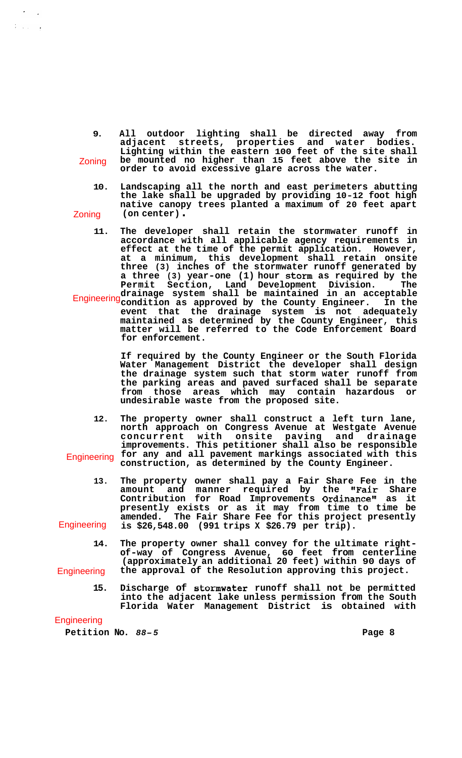9. All outdoor lighting shall be directed away from adjacent streets, properties and water bodies. Lighting within the eastern 100 feet of the site shall be mounted no higher than 15 feet above the site in order to avoid excessive glare across the water.

Zoning

10. Landscaping all the north and east perimeters abutting the lake shall be upgraded by providing 10-12 foot high native canopy trees planted a maximum of 20 feet apart (on center).

Zoning

11. The developer shall retain the stormwater runoff in accordance with all applicable agency requirements in effect at the time of the permit application. However, at a minimum, this development shall retain onsite three (3) inches of the stormwater runoff generated by a three (3) year-one (1) hour storm as required by the Permit Section, Land Development Division. The drainage system shall be maintained in an acceptable condition as approved by the County Engineer. In the event that the drainage system is not adequately maintained as determined by the County Engineer, this matter will be referred to the Code Enforcement Board for enforcement.

Engineering

If required by the County Engineer or the South Florida Water Management District the developer shall design the drainage system such that storm water runoff from the parking areas and paved surfaced shall be separate from those areas which may contain hazardous or undesirable waste from the proposed site.

12. The property owner shall construct a left turn lane, north approach on Congress Avenue at Westgate Avenue concurrent with onsite paving and drainage improvements. This petitioner shall also be responsible for any and all pavement markings associated with this construction, as determined by the County Engineer.

Engineering

13. The property owner shall pay a Fair Share Fee in the amount and manner required by the "Fair Share Contribution for Road Improvements Ordinance" as it presently exists or as it may from time to time be amended. The Fair Share Fee for this project presently is $26,548.00 (991 trips X $26.79 per trip).

Engineering

14. The property owner shall convey for the ultimate right-of-way of Congress Avenue, 60 feet from centerline (approximately an additional 20 feet) within 90 days of the approval of the Resolution approving this project.

Engineering

15. Discharge of stormwater runoff shall not be permitted into the adjacent lake unless permission from the South Florida Water Management District is obtained with

Engineering

Petition No. *88-5*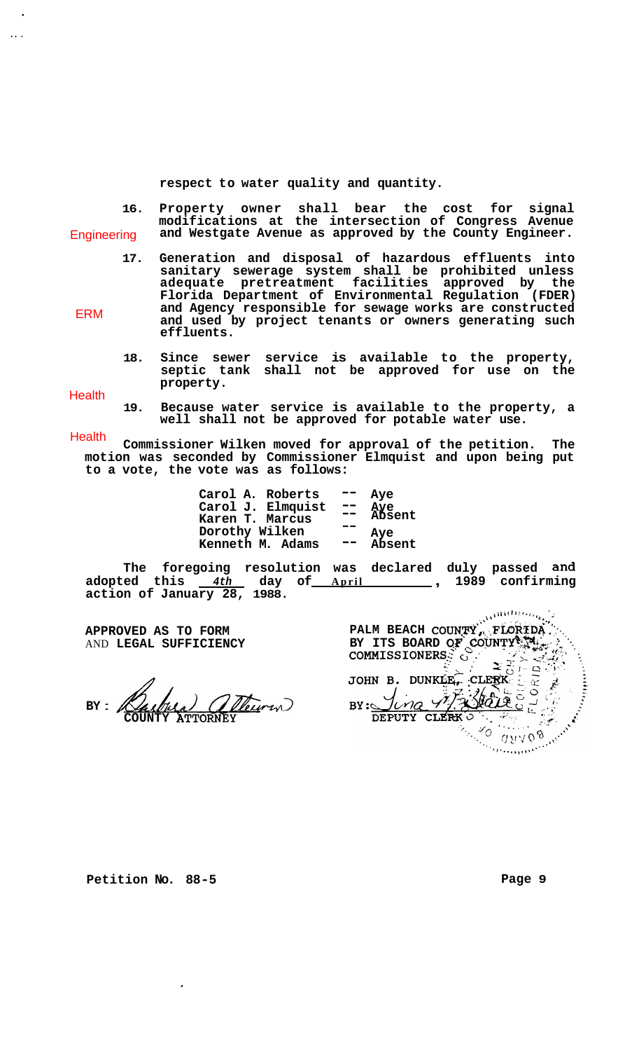respect to water quality and quantity.

16. Property owner shall bear the cost for signal modifications at the intersection of Congress Avenue and Westgate Avenue as approved by the County Engineer.

Engineering

17. Generation and disposal of hazardous effluents into sanitary sewerage system shall be prohibited unless adequate pretreatment facilities approved by the Florida Department of Environmental Regulation (FDER) and Agency responsible for sewage works are constructed and used by project tenants or owners generating such effluents.

ERM

18. Since sewer service is available to the property, septic tank shall not be approved for use on the property.

Health

19. Because water service is available to the property, a well shall not be approved for potable water use.

Health

Commissioner Wilken moved for approval of the petition. The motion was seconded by Commissioner Elmquist and upon being put to a vote, the vote was as follows:

| | | |
|---|---|---|
| Carol A. Roberts | -- | Aye |
| Carol J. Elmquist | -- | Aye |
| Karen T. Marcus | -- | Absent |
| Dorothy Wilken | -- | Aye |
| Kenneth M. Adams | -- | Absent |

The foregoing resolution was declared duly passed and adopted this 4th day of April, 1989 confirming action of January 28, 1988.

APPROVED AS TO FORM AND LEGAL SUFFICIENCY

BY: [signature] COUNTY ATTORNEY

PALM BEACH COUNTY, FLORIDA BY ITS BOARD OF COUNTY COMMISSIONERS

JOHN B. DUNKLE, CLERK

BY: [signature] DEPUTY CLERK

Petition No. 88-5